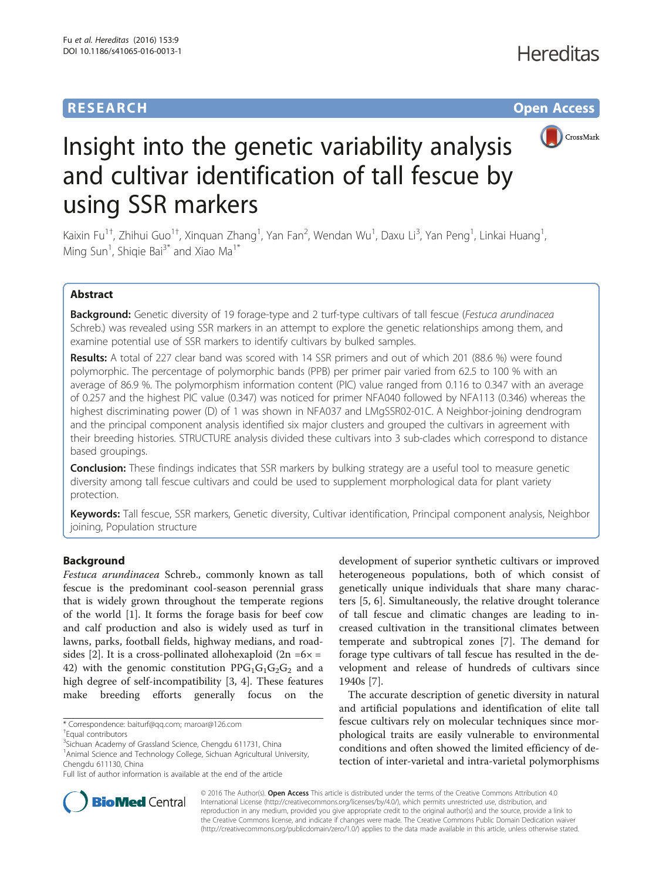**RESEARCH** **Open Access**

# Insight into the genetic variability analysis and cultivar identification of tall fescue by using SSR markers

Kaixin Fu[1†], Zhihui Guo[1†], Xinquan Zhang[1], Yan Fan[2], Wendan Wu[1], Daxu Li[3], Yan Peng[1], Linkai Huang[1], Ming Sun[1], Shiqie Bai[3*] and Xiao Ma[1*]

## Abstract

**Background:** Genetic diversity of 19 forage-type and 2 turf-type cultivars of tall fescue (*Festuca arundinacea* Schreb.) was revealed using SSR markers in an attempt to explore the genetic relationships among them, and examine potential use of SSR markers to identify cultivars by bulked samples.

**Results:** A total of 227 clear band was scored with 14 SSR primers and out of which 201 (88.6 %) were found polymorphic. The percentage of polymorphic bands (PPB) per primer pair varied from 62.5 to 100 % with an average of 86.9 %. The polymorphism information content (PIC) value ranged from 0.116 to 0.347 with an average of 0.257 and the highest PIC value (0.347) was noticed for primer NFA040 followed by NFA113 (0.346) whereas the highest discriminating power (D) of 1 was shown in NFA037 and LMgSSR02-01C. A Neighbor-joining dendrogram and the principal component analysis identified six major clusters and grouped the cultivars in agreement with their breeding histories. STRUCTURE analysis divided these cultivars into 3 sub-clades which correspond to distance based groupings.

**Conclusion:** These findings indicates that SSR markers by bulking strategy are a useful tool to measure genetic diversity among tall fescue cultivars and could be used to supplement morphological data for plant variety protection.

**Keywords:** Tall fescue, SSR markers, Genetic diversity, Cultivar identification, Principal component analysis, Neighbor joining, Population structure

## Background

*Festuca arundinacea* Schreb., commonly known as tall fescue is the predominant cool-season perennial grass that is widely grown throughout the temperate regions of the world [1]. It forms the forage basis for beef cow and calf production and also is widely used as turf in lawns, parks, football fields, highway medians, and roadsides [2]. It is a cross-pollinated allohexaploid ($2n = 6\times = 42$) with the genomic constitution $PPG_1G_1G_2G_2$ and a high degree of self-incompatibility [3, 4]. These features make breeding efforts generally focus on the development of superior synthetic cultivars or improved heterogeneous populations, both of which consist of genetically unique individuals that share many characters [5, 6]. Simultaneously, the relative drought tolerance of tall fescue and climatic changes are leading to increased cultivation in the transitional climates between temperate and subtropical zones [7]. The demand for forage type cultivars of tall fescue has resulted in the development and release of hundreds of cultivars since 1940s [7].

The accurate description of genetic diversity in natural and artificial populations and identification of elite tall fescue cultivars rely on molecular techniques since morphological traits are easily vulnerable to environmental conditions and often showed the limited efficiency of detection of inter-varietal and intra-varietal polymorphisms

\* Correspondence: baiturf@qq.com; maroar@126.com
†Equal contributors
[3]Sichuan Academy of Grassland Science, Chengdu 611731, China
[1]Animal Science and Technology College, Sichuan Agricultural University, Chengdu 611130, China
Full list of author information is available at the end of the article

© 2016 The Author(s). **Open Access** This article is distributed under the terms of the Creative Commons Attribution 4.0 International License (http://creativecommons.org/licenses/by/4.0/), which permits unrestricted use, distribution, and reproduction in any medium, provided you give appropriate credit to the original author(s) and the source, provide a link to the Creative Commons license, and indicate if changes were made. The Creative Commons Public Domain Dedication waiver (http://creativecommons.org/publicdomain/zero/1.0/) applies to the data made available in this article, unless otherwise stated.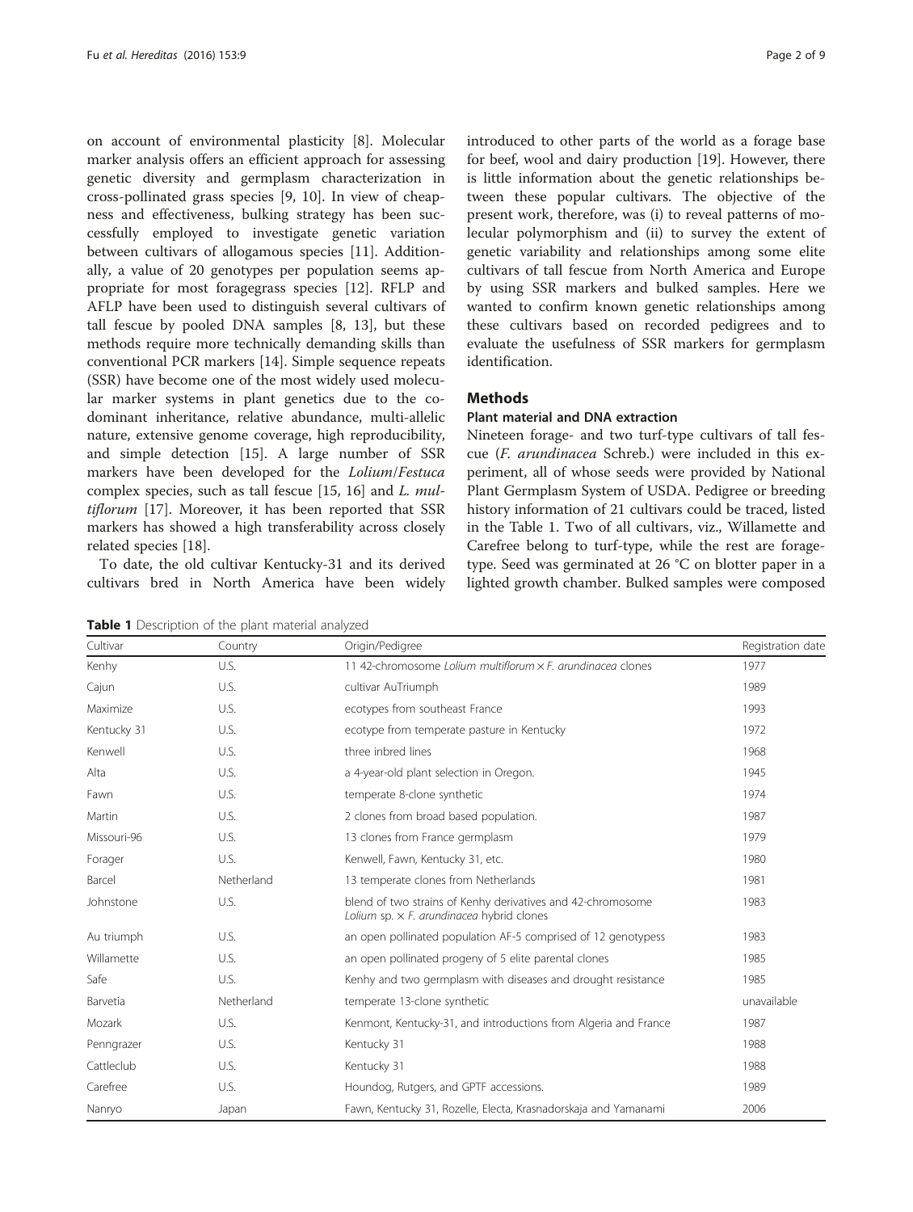on account of environmental plasticity [8]. Molecular marker analysis offers an efficient approach for assessing genetic diversity and germplasm characterization in cross-pollinated grass species [9, 10]. In view of cheapness and effectiveness, bulking strategy has been successfully employed to investigate genetic variation between cultivars of allogamous species [11]. Additionally, a value of 20 genotypes per population seems appropriate for most foragegrass species [12]. RFLP and AFLP have been used to distinguish several cultivars of tall fescue by pooled DNA samples [8, 13], but these methods require more technically demanding skills than conventional PCR markers [14]. Simple sequence repeats (SSR) have become one of the most widely used molecular marker systems in plant genetics due to the co-dominant inheritance, relative abundance, multi-allelic nature, extensive genome coverage, high reproducibility, and simple detection [15]. A large number of SSR markers have been developed for the *Lolium*/*Festuca* complex species, such as tall fescue [15, 16] and *L. multiflorum* [17]. Moreover, it has been reported that SSR markers has showed a high transferability across closely related species [18].

To date, the old cultivar Kentucky-31 and its derived cultivars bred in North America have been widely introduced to other parts of the world as a forage base for beef, wool and dairy production [19]. However, there is little information about the genetic relationships between these popular cultivars. The objective of the present work, therefore, was (i) to reveal patterns of molecular polymorphism and (ii) to survey the extent of genetic variability and relationships among some elite cultivars of tall fescue from North America and Europe by using SSR markers and bulked samples. Here we wanted to confirm known genetic relationships among these cultivars based on recorded pedigrees and to evaluate the usefulness of SSR markers for germplasm identification.

## Methods

### Plant material and DNA extraction

Nineteen forage- and two turf-type cultivars of tall fescue (*F. arundinacea* Schreb.) were included in this experiment, all of whose seeds were provided by National Plant Germplasm System of USDA. Pedigree or breeding history information of 21 cultivars could be traced, listed in the Table 1. Two of all cultivars, viz., Willamette and Carefree belong to turf-type, while the rest are forage-type. Seed was germinated at 26 °C on blotter paper in a lighted growth chamber. Bulked samples were composed

**Table 1** Description of the plant material analyzed

| Cultivar | Country | Origin/Pedigree | Registration date |
|---|---|---|---|
| Kenhy | U.S. | 11 42-chromosome *Lolium multiflorum* × *F. arundinacea* clones | 1977 |
| Cajun | U.S. | cultivar AuTriumph | 1989 |
| Maximize | U.S. | ecotypes from southeast France | 1993 |
| Kentucky 31 | U.S. | ecotype from temperate pasture in Kentucky | 1972 |
| Kenwell | U.S. | three inbred lines | 1968 |
| Alta | U.S. | a 4-year-old plant selection in Oregon. | 1945 |
| Fawn | U.S. | temperate 8-clone synthetic | 1974 |
| Martin | U.S. | 2 clones from broad based population. | 1987 |
| Missouri-96 | U.S. | 13 clones from France germplasm | 1979 |
| Forager | U.S. | Kenwell, Fawn, Kentucky 31, etc. | 1980 |
| Barcel | Netherland | 13 temperate clones from Netherlands | 1981 |
| Johnstone | U.S. | blend of two strains of Kenhy derivatives and 42-chromosome *Lolium* sp. × *F. arundinacea* hybrid clones | 1983 |
| Au triumph | U.S. | an open pollinated population AF-5 comprised of 12 genotypess | 1983 |
| Willamette | U.S. | an open pollinated progeny of 5 elite parental clones | 1985 |
| Safe | U.S. | Kenhy and two germplasm with diseases and drought resistance | 1985 |
| Barvetia | Netherland | temperate 13-clone synthetic | unavailable |
| Mozark | U.S. | Kenmont, Kentucky-31, and introductions from Algeria and France | 1987 |
| Penngrazer | U.S. | Kentucky 31 | 1988 |
| Cattleclub | U.S. | Kentucky 31 | 1988 |
| Carefree | U.S. | Houndog, Rutgers, and GPTF accessions. | 1989 |
| Nanryo | Japan | Fawn, Kentucky 31, Rozelle, Electa, Krasnadorskaja and Yamanami | 2006 |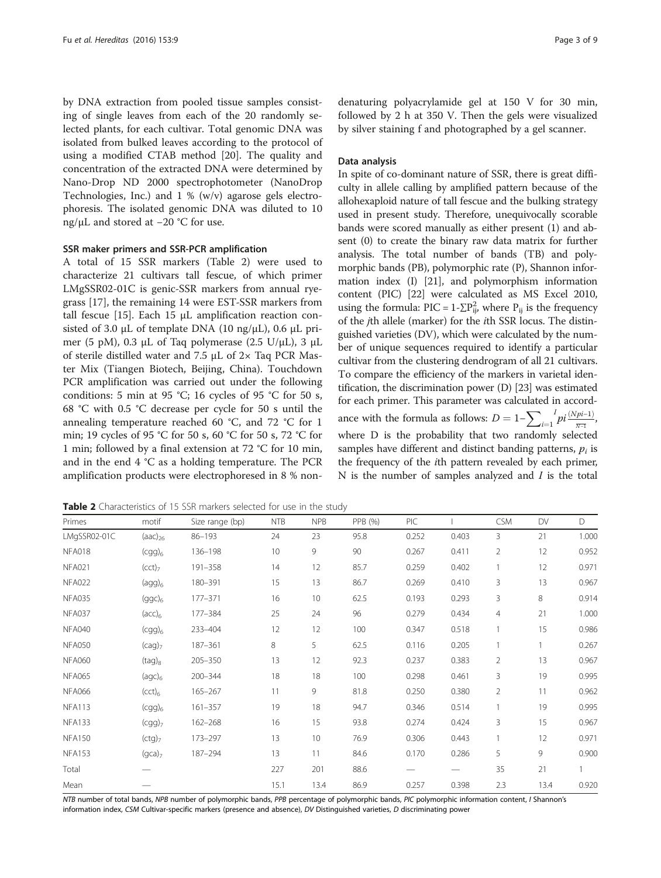by DNA extraction from pooled tissue samples consisting of single leaves from each of the 20 randomly selected plants, for each cultivar. Total genomic DNA was isolated from bulked leaves according to the protocol of using a modified CTAB method [20]. The quality and concentration of the extracted DNA were determined by Nano-Drop ND 2000 spectrophotometer (NanoDrop Technologies, Inc.) and 1 % (w/v) agarose gels electrophoresis. The isolated genomic DNA was diluted to 10 ng/μL and stored at −20 °C for use.

### SSR maker primers and SSR-PCR amplification

A total of 15 SSR markers (Table 2) were used to characterize 21 cultivars tall fescue, of which primer LMgSSR02-01C is genic-SSR markers from annual ryegrass [17], the remaining 14 were EST-SSR markers from tall fescue [15]. Each 15 μL amplification reaction consisted of 3.0 μL of template DNA (10 ng/μL), 0.6 μL primer (5 pM), 0.3 μL of Taq polymerase (2.5 U/μL), 3 μL of sterile distilled water and 7.5 μL of 2× Taq PCR Master Mix (Tiangen Biotech, Beijing, China). Touchdown PCR amplification was carried out under the following conditions: 5 min at 95 °C; 16 cycles of 95 °C for 50 s, 68 °C with 0.5 °C decrease per cycle for 50 s until the annealing temperature reached 60 °C, and 72 °C for 1 min; 19 cycles of 95 °C for 50 s, 60 °C for 50 s, 72 °C for 1 min; followed by a final extension at 72 °C for 10 min, and in the end 4 °C as a holding temperature. The PCR amplification products were electrophoresed in 8 % non-denaturing polyacrylamide gel at 150 V for 30 min, followed by 2 h at 350 V. Then the gels were visualized by silver staining f and photographed by a gel scanner.

### Data analysis

In spite of co-dominant nature of SSR, there is great difficulty in allele calling by amplified pattern because of the allohexaploid nature of tall fescue and the bulking strategy used in present study. Therefore, unequivocally scorable bands were scored manually as either present (1) and absent (0) to create the binary raw data matrix for further analysis. The total number of bands (TB) and polymorphic bands (PB), polymorphic rate (P), Shannon information index (I) [21], and polymorphism information content (PIC) [22] were calculated as MS Excel 2010, using the formula: $PIC = 1\text{-}\sum P_{ij}^2$, where $P_{ij}$ is the frequency of the $j$th allele (marker) for the $i$th SSR locus. The distinguished varieties (DV), which were calculated by the number of unique sequences required to identify a particular cultivar from the clustering dendrogram of all 21 cultivars. To compare the efficiency of the markers in varietal identification, the discrimination power (D) [23] was estimated for each primer. This parameter was calculated in accordance with the formula as follows: $D = 1 - \sum_{i=1}^{I} p_i \frac{(Np_i - 1)}{N-1}$, where D is the probability that two randomly selected samples have different and distinct banding patterns, $p_i$ is the frequency of the $i$th pattern revealed by each primer, N is the number of samples analyzed and $I$ is the total

**Table 2** Characteristics of 15 SSR markers selected for use in the study

| Primes | motif | Size range (bp) | NTB | NPB | PPB (%) | PIC | I | CSM | DV | D |
|---|---|---|---|---|---|---|---|---|---|---|
| LMgSSR02-01C | $(aac)_{26}$ | 86–193 | 24 | 23 | 95.8 | 0.252 | 0.403 | 3 | 21 | 1.000 |
| NFA018 | $(cgg)_6$ | 136–198 | 10 | 9 | 90 | 0.267 | 0.411 | 2 | 12 | 0.952 |
| NFA021 | $(cct)_7$ | 191–358 | 14 | 12 | 85.7 | 0.259 | 0.402 | 1 | 12 | 0.971 |
| NFA022 | $(agg)_6$ | 180–391 | 15 | 13 | 86.7 | 0.269 | 0.410 | 3 | 13 | 0.967 |
| NFA035 | $(ggc)_6$ | 177–371 | 16 | 10 | 62.5 | 0.193 | 0.293 | 3 | 8 | 0.914 |
| NFA037 | $(acc)_6$ | 177–384 | 25 | 24 | 96 | 0.279 | 0.434 | 4 | 21 | 1.000 |
| NFA040 | $(cgg)_6$ | 233–404 | 12 | 12 | 100 | 0.347 | 0.518 | 1 | 15 | 0.986 |
| NFA050 | $(cag)_7$ | 187–361 | 8 | 5 | 62.5 | 0.116 | 0.205 | 1 | 1 | 0.267 |
| NFA060 | $(tag)_8$ | 205–350 | 13 | 12 | 92.3 | 0.237 | 0.383 | 2 | 13 | 0.967 |
| NFA065 | $(agc)_6$ | 200–344 | 18 | 18 | 100 | 0.298 | 0.461 | 3 | 19 | 0.995 |
| NFA066 | $(cct)_6$ | 165–267 | 11 | 9 | 81.8 | 0.250 | 0.380 | 2 | 11 | 0.962 |
| NFA113 | $(cgg)_6$ | 161–357 | 19 | 18 | 94.7 | 0.346 | 0.514 | 1 | 19 | 0.995 |
| NFA133 | $(cgg)_7$ | 162–268 | 16 | 15 | 93.8 | 0.274 | 0.424 | 3 | 15 | 0.967 |
| NFA150 | $(ctg)_7$ | 173–297 | 13 | 10 | 76.9 | 0.306 | 0.443 | 1 | 12 | 0.971 |
| NFA153 | $(gca)_7$ | 187–294 | 13 | 11 | 84.6 | 0.170 | 0.286 | 5 | 9 | 0.900 |
| Total | — | | 227 | 201 | 88.6 | — | — | 35 | 21 | 1 |
| Mean | — | | 15.1 | 13.4 | 86.9 | 0.257 | 0.398 | 2.3 | 13.4 | 0.920 |

*NTB* number of total bands, *NPB* number of polymorphic bands, *PPB* percentage of polymorphic bands, *PIC* polymorphic information content, *I* Shannon's information index, *CSM* Cultivar-specific markers (presence and absence), *DV* Distinguished varieties, *D* discriminating power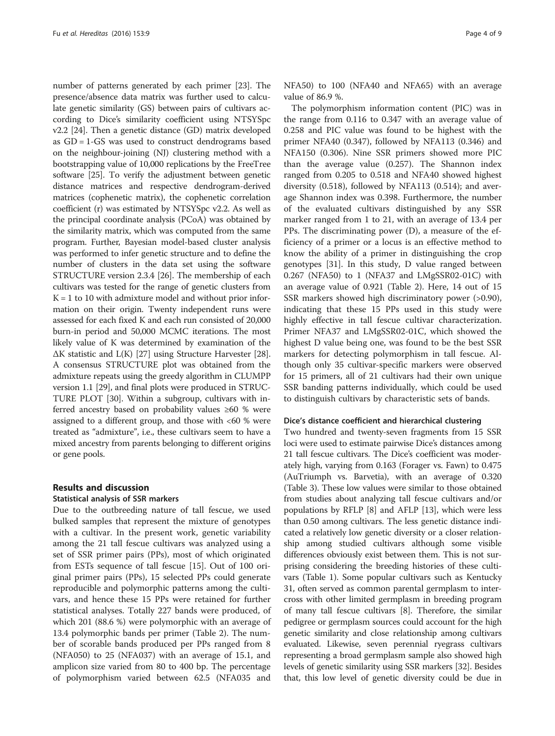number of patterns generated by each primer [23]. The presence/absence data matrix was further used to calculate genetic similarity (GS) between pairs of cultivars according to Dice's similarity coefficient using NTSYSpc v2.2 [24]. Then a genetic distance (GD) matrix developed as GD = 1-GS was used to construct dendrograms based on the neighbour-joining (NJ) clustering method with a bootstrapping value of 10,000 replications by the FreeTree software [25]. To verify the adjustment between genetic distance matrices and respective dendrogram-derived matrices (cophenetic matrix), the cophenetic correlation coefficient (r) was estimated by NTSYSpc v2.2. As well as the principal coordinate analysis (PCoA) was obtained by the similarity matrix, which was computed from the same program. Further, Bayesian model-based cluster analysis was performed to infer genetic structure and to define the number of clusters in the data set using the software STRUCTURE version 2.3.4 [26]. The membership of each cultivars was tested for the range of genetic clusters from K = 1 to 10 with admixture model and without prior information on their origin. Twenty independent runs were assessed for each fixed K and each run consisted of 20,000 burn-in period and 50,000 MCMC iterations. The most likely value of K was determined by examination of the ΔK statistic and L(K) [27] using Structure Harvester [28]. A consensus STRUCTURE plot was obtained from the admixture repeats using the greedy algorithm in CLUMPP version 1.1 [29], and final plots were produced in STRUCTURE PLOT [30]. Within a subgroup, cultivars with inferred ancestry based on probability values ≥60 % were assigned to a different group, and those with <60 % were treated as "admixture", i.e., these cultivars seem to have a mixed ancestry from parents belonging to different origins or gene pools.

## Results and discussion

### Statistical analysis of SSR markers

Due to the outbreeding nature of tall fescue, we used bulked samples that represent the mixture of genotypes with a cultivar. In the present work, genetic variability among the 21 tall fescue cultivars was analyzed using a set of SSR primer pairs (PPs), most of which originated from ESTs sequence of tall fescue [15]. Out of 100 original primer pairs (PPs), 15 selected PPs could generate reproducible and polymorphic patterns among the cultivars, and hence these 15 PPs were retained for further statistical analyses. Totally 227 bands were produced, of which 201 (88.6 %) were polymorphic with an average of 13.4 polymorphic bands per primer (Table 2). The number of scorable bands produced per PPs ranged from 8 (NFA050) to 25 (NFA037) with an average of 15.1, and amplicon size varied from 80 to 400 bp. The percentage of polymorphism varied between 62.5 (NFA035 and NFA50) to 100 (NFA40 and NFA65) with an average value of 86.9 %.

The polymorphism information content (PIC) was in the range from 0.116 to 0.347 with an average value of 0.258 and PIC value was found to be highest with the primer NFA40 (0.347), followed by NFA113 (0.346) and NFA150 (0.306). Nine SSR primers showed more PIC than the average value (0.257). The Shannon index ranged from 0.205 to 0.518 and NFA40 showed highest diversity (0.518), followed by NFA113 (0.514); and average Shannon index was 0.398. Furthermore, the number of the evaluated cultivars distinguished by any SSR marker ranged from 1 to 21, with an average of 13.4 per PPs. The discriminating power (D), a measure of the efficiency of a primer or a locus is an effective method to know the ability of a primer in distinguishing the crop genotypes [31]. In this study, D value ranged between 0.267 (NFA50) to 1 (NFA37 and LMgSSR02-01C) with an average value of 0.921 (Table 2). Here, 14 out of 15 SSR markers showed high discriminatory power (>0.90), indicating that these 15 PPs used in this study were highly effective in tall fescue cultivar characterization. Primer NFA37 and LMgSSR02-01C, which showed the highest D value being one, was found to be the best SSR markers for detecting polymorphism in tall fescue. Although only 35 cultivar-specific markers were observed for 15 primers, all of 21 cultivars had their own unique SSR banding patterns individually, which could be used to distinguish cultivars by characteristic sets of bands.

### Dice's distance coefficient and hierarchical clustering

Two hundred and twenty-seven fragments from 15 SSR loci were used to estimate pairwise Dice's distances among 21 tall fescue cultivars. The Dice's coefficient was moderately high, varying from 0.163 (Forager vs. Fawn) to 0.475 (AuTriumph vs. Barvetia), with an average of 0.320 (Table 3). These low values were similar to those obtained from studies about analyzing tall fescue cultivars and/or populations by RFLP [8] and AFLP [13], which were less than 0.50 among cultivars. The less genetic distance indicated a relatively low genetic diversity or a closer relationship among studied cultivars although some visible differences obviously exist between them. This is not surprising considering the breeding histories of these cultivars (Table 1). Some popular cultivars such as Kentucky 31, often served as common parental germplasm to intercross with other limited germplasm in breeding program of many tall fescue cultivars [8]. Therefore, the similar pedigree or germplasm sources could account for the high genetic similarity and close relationship among cultivars evaluated. Likewise, seven perennial ryegrass cultivars representing a broad germplasm sample also showed high levels of genetic similarity using SSR markers [32]. Besides that, this low level of genetic diversity could be due in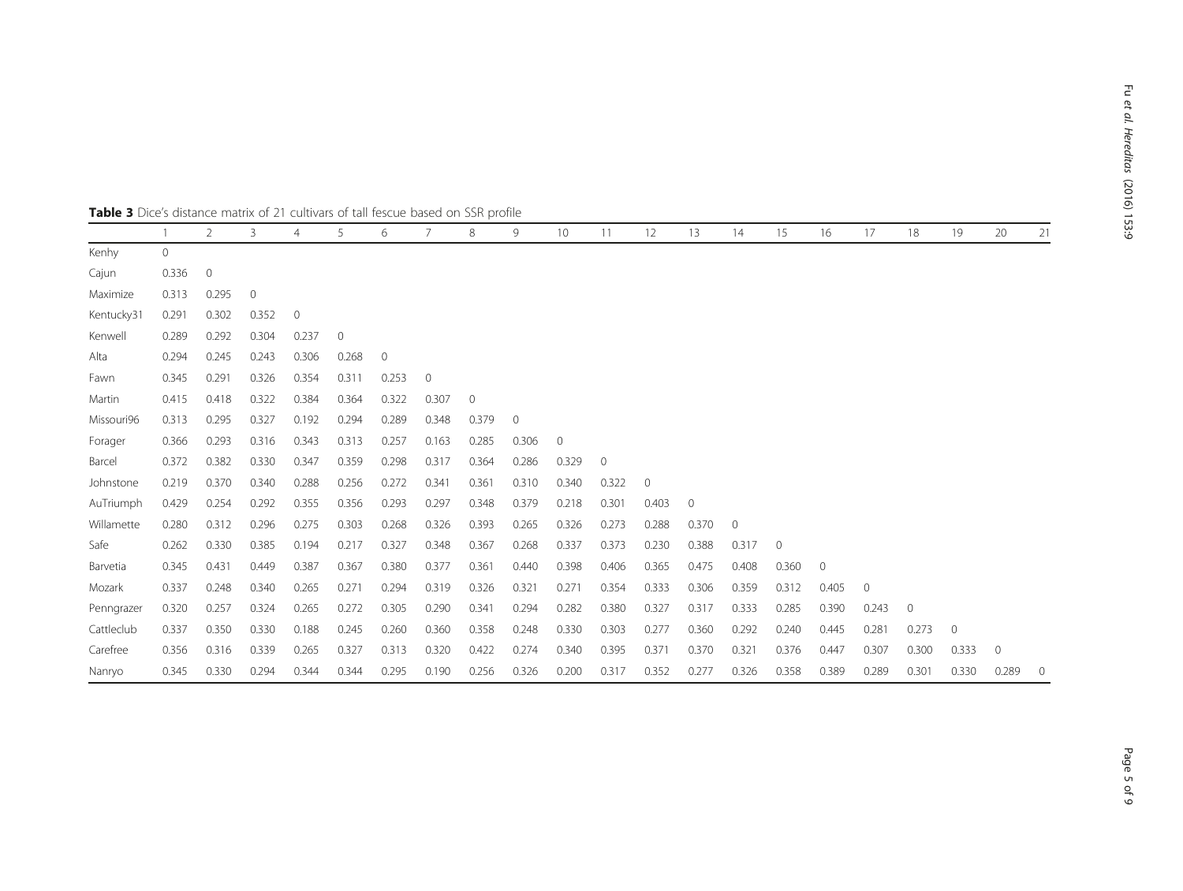**Table 3** Dice's distance matrix of 21 cultivars of tall fescue based on SSR profile

| | 1 | 2 | 3 | 4 | 5 | 6 | 7 | 8 | 9 | 10 | 11 | 12 | 13 | 14 | 15 | 16 | 17 | 18 | 19 | 20 | 21 |
|---|---|---|---|---|---|---|---|---|---|---|---|---|---|---|---|---|---|---|---|---|---|
| Kenhy | 0 | | | | | | | | | | | | | | | | | | | | |
| Cajun | 0.336 | 0 | | | | | | | | | | | | | | | | | | | |
| Maximize | 0.313 | 0.295 | 0 | | | | | | | | | | | | | | | | | | |
| Kentucky31 | 0.291 | 0.302 | 0.352 | 0 | | | | | | | | | | | | | | | | | |
| Kenwell | 0.289 | 0.292 | 0.304 | 0.237 | 0 | | | | | | | | | | | | | | | | |
| Alta | 0.294 | 0.245 | 0.243 | 0.306 | 0.268 | 0 | | | | | | | | | | | | | | | |
| Fawn | 0.345 | 0.291 | 0.326 | 0.354 | 0.311 | 0.253 | 0 | | | | | | | | | | | | | | |
| Martin | 0.415 | 0.418 | 0.322 | 0.384 | 0.364 | 0.322 | 0.307 | 0 | | | | | | | | | | | | | |
| Missouri96 | 0.313 | 0.295 | 0.327 | 0.192 | 0.294 | 0.289 | 0.348 | 0.379 | 0 | | | | | | | | | | | | |
| Forager | 0.366 | 0.293 | 0.316 | 0.343 | 0.313 | 0.257 | 0.163 | 0.285 | 0.306 | 0 | | | | | | | | | | | |
| Barcel | 0.372 | 0.382 | 0.330 | 0.347 | 0.359 | 0.298 | 0.317 | 0.364 | 0.286 | 0.329 | 0 | | | | | | | | | | |
| Johnstone | 0.219 | 0.370 | 0.340 | 0.288 | 0.256 | 0.272 | 0.341 | 0.361 | 0.310 | 0.340 | 0.322 | 0 | | | | | | | | | |
| AuTriumph | 0.429 | 0.254 | 0.292 | 0.355 | 0.356 | 0.293 | 0.297 | 0.348 | 0.379 | 0.218 | 0.301 | 0.403 | 0 | | | | | | | | |
| Willamette | 0.280 | 0.312 | 0.296 | 0.275 | 0.303 | 0.268 | 0.326 | 0.393 | 0.265 | 0.326 | 0.273 | 0.288 | 0.370 | 0 | | | | | | | |
| Safe | 0.262 | 0.330 | 0.385 | 0.194 | 0.217 | 0.327 | 0.348 | 0.367 | 0.268 | 0.337 | 0.373 | 0.230 | 0.388 | 0.317 | 0 | | | | | | |
| Barvetia | 0.345 | 0.431 | 0.449 | 0.387 | 0.367 | 0.380 | 0.377 | 0.361 | 0.440 | 0.398 | 0.406 | 0.365 | 0.475 | 0.408 | 0.360 | 0 | | | | | |
| Mozark | 0.337 | 0.248 | 0.340 | 0.265 | 0.271 | 0.294 | 0.319 | 0.326 | 0.321 | 0.271 | 0.354 | 0.333 | 0.306 | 0.359 | 0.312 | 0.405 | 0 | | | | |
| Penngrazer | 0.320 | 0.257 | 0.324 | 0.265 | 0.272 | 0.305 | 0.290 | 0.341 | 0.294 | 0.282 | 0.380 | 0.327 | 0.317 | 0.333 | 0.285 | 0.390 | 0.243 | 0 | | | |
| Cattleclub | 0.337 | 0.350 | 0.330 | 0.188 | 0.245 | 0.260 | 0.360 | 0.358 | 0.248 | 0.330 | 0.303 | 0.277 | 0.360 | 0.292 | 0.240 | 0.445 | 0.281 | 0.273 | 0 | | |
| Carefree | 0.356 | 0.316 | 0.339 | 0.265 | 0.327 | 0.313 | 0.320 | 0.422 | 0.274 | 0.340 | 0.395 | 0.371 | 0.370 | 0.321 | 0.376 | 0.447 | 0.307 | 0.300 | 0.333 | 0 | |
| Nanryo | 0.345 | 0.330 | 0.294 | 0.344 | 0.344 | 0.295 | 0.190 | 0.256 | 0.326 | 0.200 | 0.317 | 0.352 | 0.277 | 0.326 | 0.358 | 0.389 | 0.289 | 0.301 | 0.330 | 0.289 | 0 |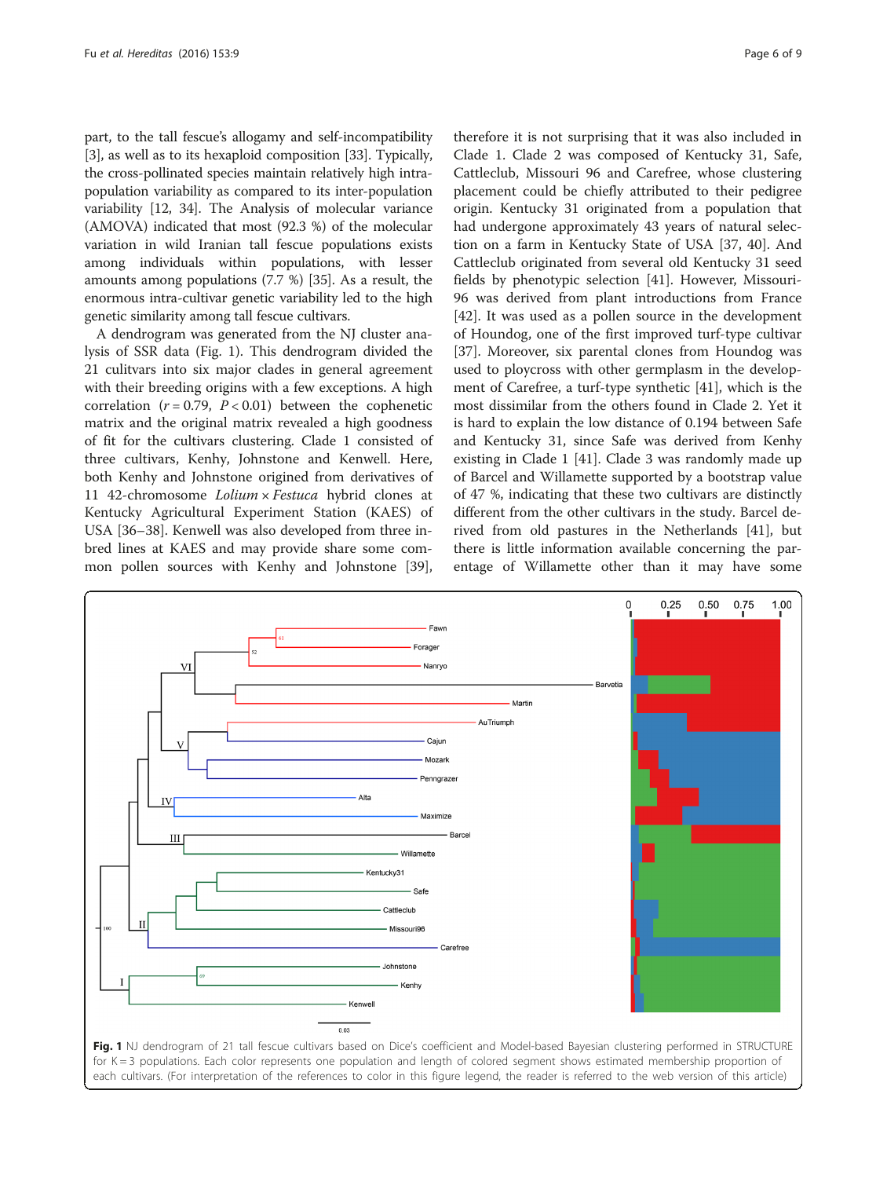part, to the tall fescue's allogamy and self-incompatibility [3], as well as to its hexaploid composition [33]. Typically, the cross-pollinated species maintain relatively high intra-population variability as compared to its inter-population variability [12, 34]. The Analysis of molecular variance (AMOVA) indicated that most (92.3 %) of the molecular variation in wild Iranian tall fescue populations exists among individuals within populations, with lesser amounts among populations (7.7 %) [35]. As a result, the enormous intra-cultivar genetic variability led to the high genetic similarity among tall fescue cultivars.

A dendrogram was generated from the NJ cluster analysis of SSR data (Fig. 1). This dendrogram divided the 21 culitvars into six major clades in general agreement with their breeding origins with a few exceptions. A high correlation ($r = 0.79$, $P < 0.01$) between the cophenetic matrix and the original matrix revealed a high goodness of fit for the cultivars clustering. Clade 1 consisted of three cultivars, Kenhy, Johnstone and Kenwell. Here, both Kenhy and Johnstone origined from derivatives of 11 42-chromosome *Lolium* × *Festuca* hybrid clones at Kentucky Agricultural Experiment Station (KAES) of USA [36–38]. Kenwell was also developed from three inbred lines at KAES and may provide share some common pollen sources with Kenhy and Johnstone [39], therefore it is not surprising that it was also included in Clade 1. Clade 2 was composed of Kentucky 31, Safe, Cattleclub, Missouri 96 and Carefree, whose clustering placement could be chiefly attributed to their pedigree origin. Kentucky 31 originated from a population that had undergone approximately 43 years of natural selection on a farm in Kentucky State of USA [37, 40]. And Cattleclub originated from several old Kentucky 31 seed fields by phenotypic selection [41]. However, Missouri-96 was derived from plant introductions from France [42]. It was used as a pollen source in the development of Houndog, one of the first improved turf-type cultivar [37]. Moreover, six parental clones from Houndog was used to ploycross with other germplasm in the development of Carefree, a turf-type synthetic [41], which is the most dissimilar from the others found in Clade 2. Yet it is hard to explain the low distance of 0.194 between Safe and Kentucky 31, since Safe was derived from Kenhy existing in Clade 1 [41]. Clade 3 was randomly made up of Barcel and Willamette supported by a bootstrap value of 47 %, indicating that these two cultivars are distinctly different from the other cultivars in the study. Barcel derived from old pastures in the Netherlands [41], but there is little information available concerning the parentage of Willamette other than it may have some

**Fig. 1** NJ dendrogram of 21 tall fescue cultivars based on Dice's coefficient and Model-based Bayesian clustering performed in STRUCTURE for K = 3 populations. Each color represents one population and length of colored segment shows estimated membership proportion of each cultivars. (For interpretation of the references to color in this figure legend, the reader is referred to the web version of this article)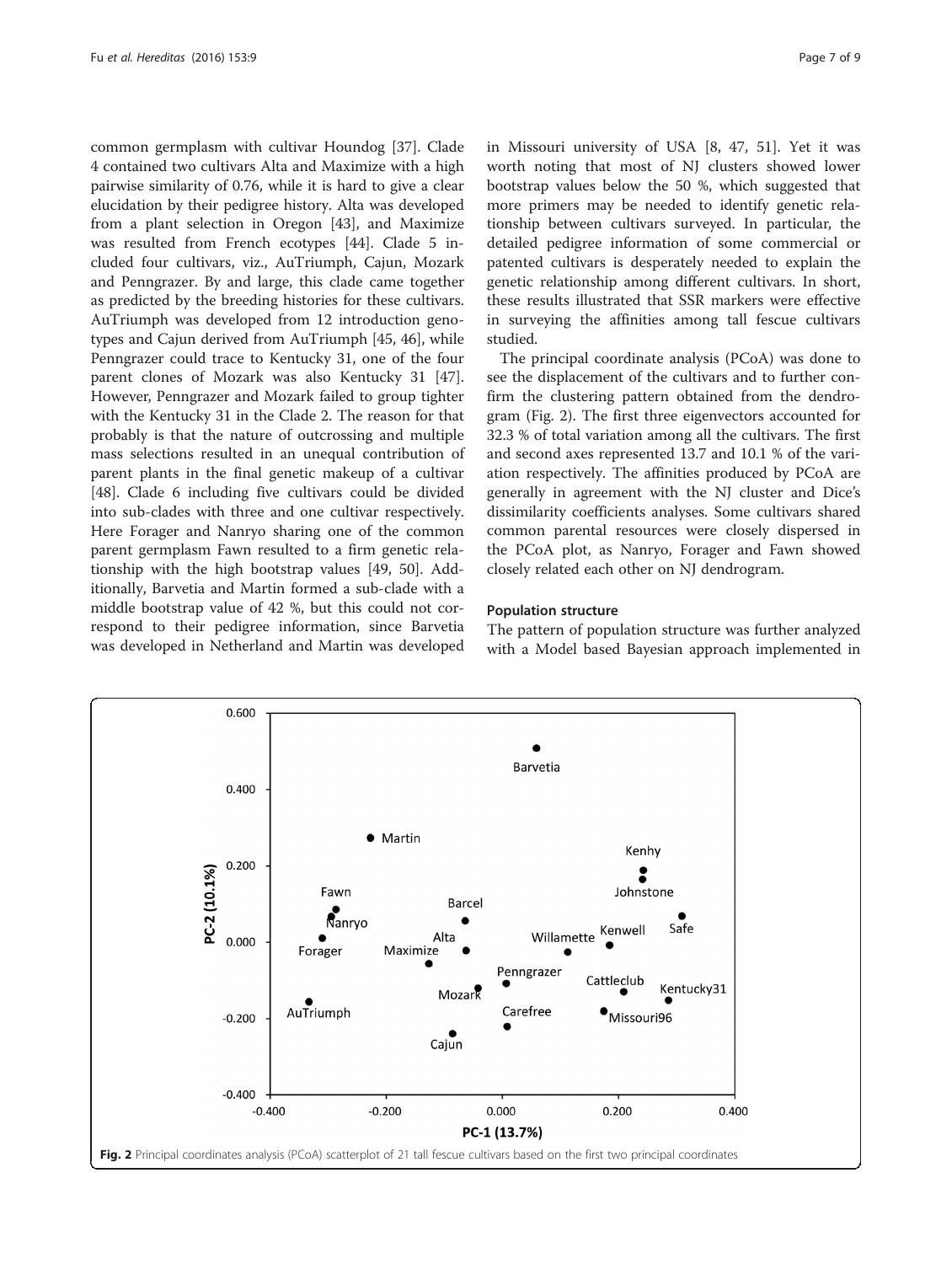common germplasm with cultivar Houndog [37]. Clade 4 contained two cultivars Alta and Maximize with a high pairwise similarity of 0.76, while it is hard to give a clear elucidation by their pedigree history. Alta was developed from a plant selection in Oregon [43], and Maximize was resulted from French ecotypes [44]. Clade 5 included four cultivars, viz., AuTriumph, Cajun, Mozark and Penngrazer. By and large, this clade came together as predicted by the breeding histories for these cultivars. AuTriumph was developed from 12 introduction genotypes and Cajun derived from AuTriumph [45, 46], while Penngrazer could trace to Kentucky 31, one of the four parent clones of Mozark was also Kentucky 31 [47]. However, Penngrazer and Mozark failed to group tighter with the Kentucky 31 in the Clade 2. The reason for that probably is that the nature of outcrossing and multiple mass selections resulted in an unequal contribution of parent plants in the final genetic makeup of a cultivar [48]. Clade 6 including five cultivars could be divided into sub-clades with three and one cultivar respectively. Here Forager and Nanryo sharing one of the common parent germplasm Fawn resulted to a firm genetic relationship with the high bootstrap values [49, 50]. Additionally, Barvetia and Martin formed a sub-clade with a middle bootstrap value of 42 %, but this could not correspond to their pedigree information, since Barvetia was developed in Netherland and Martin was developed in Missouri university of USA [8, 47, 51]. Yet it was worth noting that most of NJ clusters showed lower bootstrap values below the 50 %, which suggested that more primers may be needed to identify genetic relationship between cultivars surveyed. In particular, the detailed pedigree information of some commercial or patented cultivars is desperately needed to explain the genetic relationship among different cultivars. In short, these results illustrated that SSR markers were effective in surveying the affinities among tall fescue cultivars studied.

The principal coordinate analysis (PCoA) was done to see the displacement of the cultivars and to further confirm the clustering pattern obtained from the dendrogram (Fig. 2). The first three eigenvectors accounted for 32.3 % of total variation among all the cultivars. The first and second axes represented 13.7 and 10.1 % of the variation respectively. The affinities produced by PCoA are generally in agreement with the NJ cluster and Dice's dissimilarity coefficients analyses. Some cultivars shared common parental resources were closely dispersed in the PCoA plot, as Nanryo, Forager and Fawn showed closely related each other on NJ dendrogram.

### Population structure

The pattern of population structure was further analyzed with a Model based Bayesian approach implemented in

**Fig. 2** Principal coordinates analysis (PCoA) scatterplot of 21 tall fescue cultivars based on the first two principal coordinates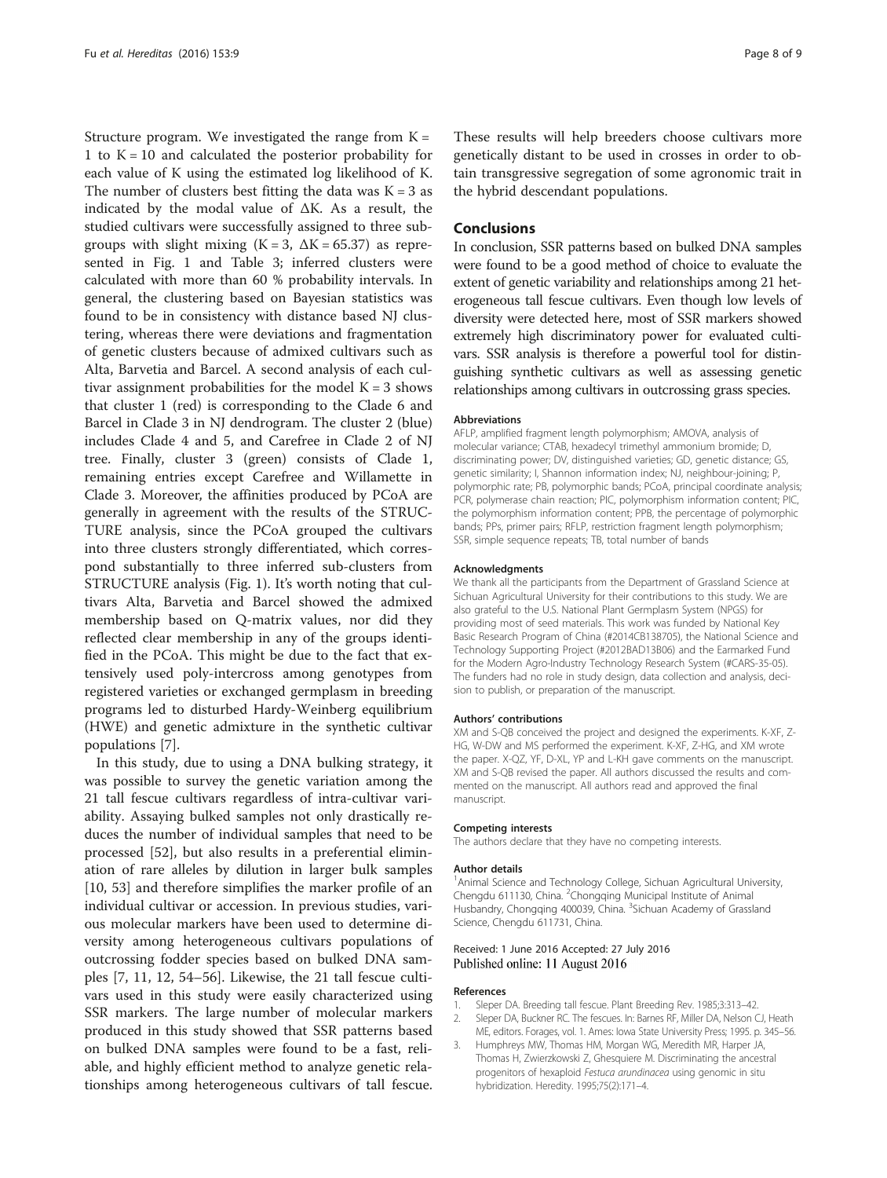Structure program. We investigated the range from $K = 1$ to $K = 10$ and calculated the posterior probability for each value of K using the estimated log likelihood of K. The number of clusters best fitting the data was $K = 3$ as indicated by the modal value of $\Delta K$. As a result, the studied cultivars were successfully assigned to three subgroups with slight mixing ($K = 3$, $\Delta K = 65.37$) as represented in Fig. 1 and Table 3; inferred clusters were calculated with more than 60 % probability intervals. In general, the clustering based on Bayesian statistics was found to be in consistency with distance based NJ clustering, whereas there were deviations and fragmentation of genetic clusters because of admixed cultivars such as Alta, Barvetia and Barcel. A second analysis of each cultivar assignment probabilities for the model $K = 3$ shows that cluster 1 (red) is corresponding to the Clade 6 and Barcel in Clade 3 in NJ dendrogram. The cluster 2 (blue) includes Clade 4 and 5, and Carefree in Clade 2 of NJ tree. Finally, cluster 3 (green) consists of Clade 1, remaining entries except Carefree and Willamette in Clade 3. Moreover, the affinities produced by PCoA are generally in agreement with the results of the STRUCTURE analysis, since the PCoA grouped the cultivars into three clusters strongly differentiated, which correspond substantially to three inferred sub-clusters from STRUCTURE analysis (Fig. 1). It's worth noting that cultivars Alta, Barvetia and Barcel showed the admixed membership based on Q-matrix values, nor did they reflected clear membership in any of the groups identified in the PCoA. This might be due to the fact that extensively used poly-intercross among genotypes from registered varieties or exchanged germplasm in breeding programs led to disturbed Hardy-Weinberg equilibrium (HWE) and genetic admixture in the synthetic cultivar populations [7].

In this study, due to using a DNA bulking strategy, it was possible to survey the genetic variation among the 21 tall fescue cultivars regardless of intra-cultivar variability. Assaying bulked samples not only drastically reduces the number of individual samples that need to be processed [52], but also results in a preferential elimination of rare alleles by dilution in larger bulk samples [10, 53] and therefore simplifies the marker profile of an individual cultivar or accession. In previous studies, various molecular markers have been used to determine diversity among heterogeneous cultivars populations of outcrossing fodder species based on bulked DNA samples [7, 11, 12, 54–56]. Likewise, the 21 tall fescue cultivars used in this study were easily characterized using SSR markers. The large number of molecular markers produced in this study showed that SSR patterns based on bulked DNA samples were found to be a fast, reliable, and highly efficient method to analyze genetic relationships among heterogeneous cultivars of tall fescue. These results will help breeders choose cultivars more genetically distant to be used in crosses in order to obtain transgressive segregation of some agronomic trait in the hybrid descendant populations.

## Conclusions

In conclusion, SSR patterns based on bulked DNA samples were found to be a good method of choice to evaluate the extent of genetic variability and relationships among 21 heterogeneous tall fescue cultivars. Even though low levels of diversity were detected here, most of SSR markers showed extremely high discriminatory power for evaluated cultivars. SSR analysis is therefore a powerful tool for distinguishing synthetic cultivars as well as assessing genetic relationships among cultivars in outcrossing grass species.

#### Abbreviations

AFLP, amplified fragment length polymorphism; AMOVA, analysis of molecular variance; CTAB, hexadecyl trimethyl ammonium bromide; D, discriminating power; DV, distinguished varieties; GD, genetic distance; GS, genetic similarity; I, Shannon information index; NJ, neighbour-joining; P, polymorphic rate; PB, polymorphic bands; PCoA, principal coordinate analysis; PCR, polymerase chain reaction; PIC, polymorphism information content; PIC, the polymorphism information content; PPB, the percentage of polymorphic bands; PPs, primer pairs; RFLP, restriction fragment length polymorphism; SSR, simple sequence repeats; TB, total number of bands

#### Acknowledgments

We thank all the participants from the Department of Grassland Science at Sichuan Agricultural University for their contributions to this study. We are also grateful to the U.S. National Plant Germplasm System (NPGS) for providing most of seed materials. This work was funded by National Key Basic Research Program of China (#2014CB138705), the National Science and Technology Supporting Project (#2012BAD13B06) and the Earmarked Fund for the Modern Agro-Industry Technology Research System (#CARS-35-05). The funders had no role in study design, data collection and analysis, decision to publish, or preparation of the manuscript.

#### Authors' contributions

XM and S-QB conceived the project and designed the experiments. K-XF, Z-HG, W-DW and MS performed the experiment. K-XF, Z-HG, and XM wrote the paper. X-QZ, YF, D-XL, YP and L-KH gave comments on the manuscript. XM and S-QB revised the paper. All authors discussed the results and commented on the manuscript. All authors read and approved the final manuscript.

#### Competing interests

The authors declare that they have no competing interests.

#### Author details

[1]Animal Science and Technology College, Sichuan Agricultural University, Chengdu 611130, China. [2]Chongqing Municipal Institute of Animal Husbandry, Chongqing 400039, China. [3]Sichuan Academy of Grassland Science, Chengdu 611731, China.

Received: 1 June 2016 Accepted: 27 July 2016
Published online: 11 August 2016

#### References

1. Sleper DA. Breeding tall fescue. Plant Breeding Rev. 1985;3:313–42.
2. Sleper DA, Buckner RC. The fescues. In: Barnes RF, Miller DA, Nelson CJ, Heath ME, editors. Forages, vol. 1. Ames: Iowa State University Press; 1995. p. 345–56.
3. Humphreys MW, Thomas HM, Morgan WG, Meredith MR, Harper JA, Thomas H, Zwierzkowski Z, Ghesquiere M. Discriminating the ancestral progenitors of hexaploid *Festuca arundinacea* using genomic in situ hybridization. Heredity. 1995;75(2):171–4.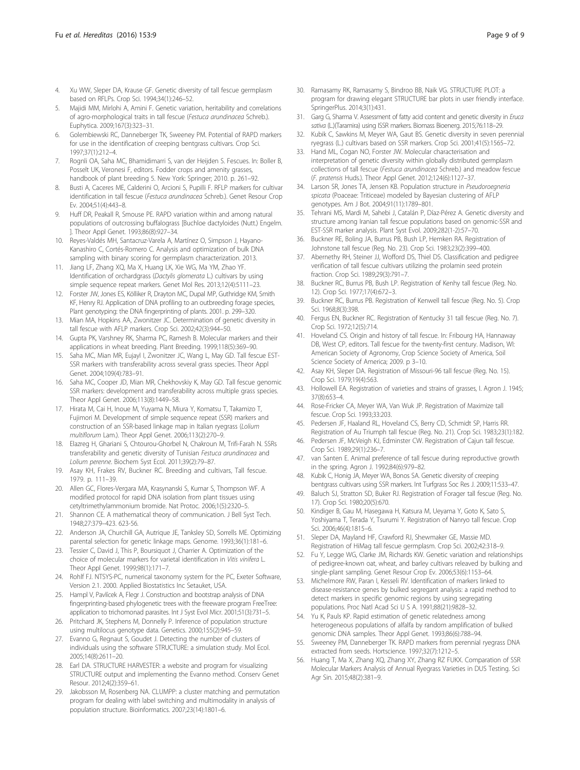4. Xu WW, Sleper DA, Krause GF. Genetic diversity of tall fescue germplasm based on RFLPs. Crop Sci. 1994;34(1):246–52.
5. Majidi MM, Mirlohi A, Amini F. Genetic variation, heritability and correlations of agro-morphological traits in tall fescue (*Festuca arundinacea* Schreb.). Euphytica. 2009;167(3):323–31.
6. Golembiewski RC, Danneberger TK, Sweeney PM. Potential of RAPD markers for use in the identification of creeping bentgrass cultivars. Crop Sci. 1997;37(1):212–4.
7. Rognli OA, Saha MC, Bhamidimarri S, van der Heijden S. Fescues. In: Boller B, Posselt UK, Veronesi F, editors. Fodder crops and amenity grasses, handbook of plant breeding 5. New York: Springer; 2010. p. 261–92.
8. Busti A, Caceres ME, Calderini O, Arcioni S, Pupilli F. RFLP markers for cultivar identification in tall fescue (*Festuca arundinacea* Schreb.). Genet Resour Crop Ev. 2004;51(4):443–8.
9. Huff DR, Peakall R, Smouse PE. RAPD variation within and among natural populations of outcrossing buffalograss [Buchloe dactyloides (Nutt.) Engelm. ]. Theor Appl Genet. 1993;86(8):927–34.
10. Reyes-Valdés MH, Santacruz-Varela A, Martínez O, Simpson J, Hayano-Kanashiro C, Cortés-Romero C. Analysis and optimization of bulk DNA sampling with binary scoring for germplasm characterization. 2013.
11. Jiang LF, Zhang XQ, Ma X, Huang LK, Xie WG, Ma YM, Zhao YF. Identification of orchardgrass (*Dactylis glomerata* L.) cultivars by using simple sequence repeat markers. Genet Mol Res. 2013;12(4):5111–23.
12. Forster JW, Jones ES, Kölliker R, Drayton MC, Dupal MP, Guthridge KM, Smith KF, Henry RJ. Application of DNA profiling to an outbreeding forage species, Plant genotyping: the DNA fingerprinting of plants. 2001. p. 299–320.
13. Mian MA, Hopkins AA, Zwonitzer JC. Determination of genetic diversity in tall fescue with AFLP markers. Crop Sci. 2002;42(3):944–50.
14. Gupta PK, Varshney RK, Sharma PC, Ramesh B. Molecular markers and their applications in wheat breeding. Plant Breeding. 1999;118(5):369–90.
15. Saha MC, Mian MR, Eujayl I, Zwonitzer JC, Wang L, May GD. Tall fescue EST-SSR markers with transferability across several grass species. Theor Appl Genet. 2004;109(4):783–91.
16. Saha MC, Cooper JD, Mian MR, Chekhovskiy K, May GD. Tall fescue genomic SSR markers: development and transferability across multiple grass species. Theor Appl Genet. 2006;113(8):1449–58.
17. Hirata M, Cai H, Inoue M, Yuyama N, Miura Y, Komatsu T, Takamizo T, Fujimori M. Development of simple sequence repeat (SSR) markers and construction of an SSR-based linkage map in Italian ryegrass (*Lolium multiflorum* Lam.). Theor Appl Genet. 2006;113(2):270–9.
18. Elazreg H, Ghariani S, Chtourou-Ghorbel N, Chakroun M, Trifi-Farah N. SSRs transferability and genetic diversity of Tunisian *Festuca arundinacea* and *Lolium perenne*. Biochem Syst Ecol. 2011;39(2):79–87.
19. Asay KH, Frakes RV, Buckner RC. Breeding and cultivars, Tall fescue. 1979. p. 111–39.
20. Allen GC, Flores-Vergara MA, Krasynanski S, Kumar S, Thompson WF. A modified protocol for rapid DNA isolation from plant tissues using cetyltrimethylammonium bromide. Nat Protoc. 2006;1(5):2320–5.
21. Shannon CE. A mathematical theory of communication. J Bell Syst Tech. 1948;27:379–423. 623-56.
22. Anderson JA, Churchill GA, Autrique JE, Tanksley SD, Sorrells ME. Optimizing parental selection for genetic linkage maps. Genome. 1993;36(1):181–6.
23. Tessier C, David J, This P, Boursiquot J, Charrier A. Optimization of the choice of molecular markers for varietal identification in *Vitis vinifera* L. Theor Appl Genet. 1999;98(1):171–7.
24. Rohlf FJ. NTSYS-PC, numerical taxonomy system for the PC, Exeter Software, Version 2.1. 2000. Applied Biostatistics Inc Setauket, USA.
25. Hampl V, Pavlícek A, Flegr J. Construction and bootstrap analysis of DNA fingerprinting-based phylogenetic trees with the freeware program FreeTree: application to trichomonad parasites. Int J Syst Evol Micr. 2001;51(3):731–5.
26. Pritchard JK, Stephens M, Donnelly P. Inference of population structure using multilocus genotype data. Genetics. 2000;155(2):945–59.
27. Evanno G, Regnaut S, Goudet J. Detecting the number of clusters of individuals using the software STRUCTURE: a simulation study. Mol Ecol. 2005;14(8):2611–20.
28. Earl DA. STRUCTURE HARVESTER: a website and program for visualizing STRUCTURE output and implementing the Evanno method. Conserv Genet Resour. 2012;4(2):359–61.
29. Jakobsson M, Rosenberg NA. CLUMPP: a cluster matching and permutation program for dealing with label switching and multimodality in analysis of population structure. Bioinformatics. 2007;23(14):1801–6.
30. Ramasamy RK, Ramasamy S, Bindroo BB, Naik VG. STRUCTURE PLOT: a program for drawing elegant STRUCTURE bar plots in user friendly interface. SpringerPlus. 2014;3(1):431.
31. Garg G, Sharma V. Assessment of fatty acid content and genetic diversity in *Eruca sativa* (L.)(Taramira) using ISSR markers. Biomass Bioenerg. 2015;76:118–29.
32. Kubik C, Sawkins M, Meyer WA, Gaut BS. Genetic diversity in seven perennial ryegrass (L.) cultivars based on SSR markers. Crop Sci. 2001;41(5):1565–72.
33. Hand ML, Cogan NO, Forster JW. Molecular characterisation and interpretation of genetic diversity within globally distributed germplasm collections of tall fescue (*Festuca arundinacea* Schreb.) and meadow fescue (*F. pratensis* Huds.). Theor Appl Genet. 2012;124(6):1127–37.
34. Larson SR, Jones TA, Jensen KB. Population structure in *Pseudoroegneria spicata* (Poaceae: Triticeae) modeled by Bayesian clustering of AFLP genotypes. Am J Bot. 2004;91(11):1789–801.
35. Tehrani MS, Mardi M, Sahebi J, Catalán P, Díaz-Pérez A. Genetic diversity and structure among Iranian tall fescue populations based on genomic-SSR and EST-SSR marker analysis. Plant Syst Evol. 2009;282(1-2):57–70.
36. Buckner RE, Boling JA, Burrus PB, Bush LP, Hemken RA. Registration of Johnstone tall fescue (Reg. No. 23). Crop Sci. 1983;23(2):399–400.
37. Abernethy RH, Steiner JJ, Wofford DS, Thiel DS. Classification and pedigree verification of tall fescue cultivars utilizing the prolamin seed protein fraction. Crop Sci. 1989;29(3):791–7.
38. Buckner RC, Burrus PB, Bush LP. Registration of Kenhy tall fescue (Reg. No. 12). Crop Sci. 1977;17(4):672–3.
39. Buckner RC, Burrus PB. Registration of Kenwell tall fescue (Reg. No. 5). Crop Sci. 1968;8(3):398.
40. Fergus EN, Buckner RC. Registration of Kentucky 31 tall fescue (Reg. No. 7). Crop Sci. 1972;12(5):714.
41. Hoveland CS. Origin and history of tall fescue. In: Fribourg HA, Hannaway DB, West CP, editors. Tall fescue for the twenty-first century. Madison, WI: American Society of Agronomy, Crop Science Society of America, Soil Science Society of America; 2009. p 3–10.
42. Asay KH, Sleper DA. Registration of Missouri-96 tall fescue (Reg. No. 15). Crop Sci. 1979;19(4):563.
43. Hollowell EA. Registration of varieties and strains of grasses, I. Agron J. 1945; 37(8):653–4.
44. Rose-Fricker CA, Meyer WA, Van Wuk JP. Registration of Maximize tall fescue. Crop Sci. 1993;33:203.
45. Pedersen JF, Haaland RL, Hoveland CS, Berry CD, Schmidt SP, Harris RR. Registration of Au Triumph tall fescue (Reg. No. 21). Crop Sci. 1983;23(1):182.
46. Pedersen JF, McVeigh KJ, Edminster CW. Registration of Cajun tall fescue. Crop Sci. 1989;29(1):236–7.
47. van Santen E. Animal preference of tall fescue during reproductive growth in the spring. Agron J. 1992;84(6):979–82.
48. Kubik C, Honig JA, Meyer WA, Bonos SA. Genetic diversity of creeping bentgrass cultivars using SSR markers. Int Turfgrass Soc Res J. 2009;11:533–47.
49. Baluch SJ, Stratton SD, Buker RJ. Registration of Forager tall fescue (Reg. No. 17). Crop Sci. 1980;20(5):670.
50. Kindiger B, Gau M, Hasegawa H, Katsura M, Ueyama Y, Goto K, Sato S, Yoshiyama T, Terada Y, Tsurumi Y. Registration of Nanryo tall fescue. Crop Sci. 2006;46(4):1815–6.
51. Sleper DA, Mayland HF, Crawford RJ, Shewmaker GE, Massie MD. Registration of HiMag tall fescue germplasm. Crop Sci. 2002;42:318–9.
52. Fu Y, Legge WG, Clarke JM, Richards KW. Genetic variation and relationships of pedigree-known oat, wheat, and barley cultivars releaved by bulking and single-plant sampling. Genet Resour Crop Ev. 2006;53(6):1153–64.
53. Michelmore RW, Paran I, Kesseli RV. Identification of markers linked to disease-resistance genes by bulked segregant analysis: a rapid method to detect markers in specific genomic regions by using segregating populations. Proc Natl Acad Sci U S A. 1991;88(21):9828–32.
54. Yu K, Pauls KP. Rapid estimation of genetic relatedness among heterogeneous populations of alfalfa by random amplification of bulked genomic DNA samples. Theor Appl Genet. 1993;86(7):788–94.
55. Sweeney PM, Danneberger TK. RAPD markers from perennial ryegrass DNA extracted from seeds. Hortscience. 1997;32(7):1212–5.
56. Huang T, Ma X, Zhang XQ, Zhang XY, Zhang RZ FUKX. Comparation of SSR Molecular Markers Analysis of Annual Ryegrass Varieties in DUS Testing. Sci Agr Sin. 2015;48(2):381–9.